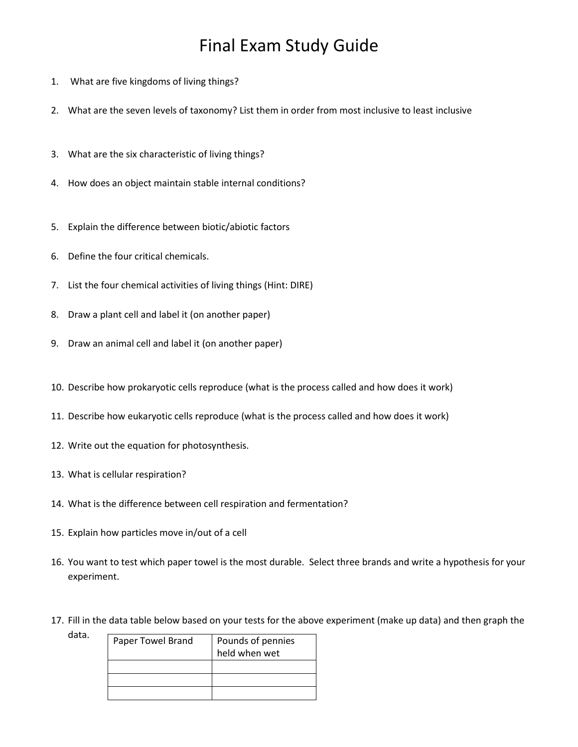# Final Exam Study Guide

1. What are five kingdoms of living things?
2. What are the seven levels of taxonomy? List them in order from most inclusive to least inclusive
3. What are the six characteristic of living things?
4. How does an object maintain stable internal conditions?
5. Explain the difference between biotic/abiotic factors
6. Define the four critical chemicals.
7. List the four chemical activities of living things (Hint: DIRE)
8. Draw a plant cell and label it (on another paper)
9. Draw an animal cell and label it (on another paper)
10. Describe how prokaryotic cells reproduce (what is the process called and how does it work)
11. Describe how eukaryotic cells reproduce (what is the process called and how does it work)
12. Write out the equation for photosynthesis.
13. What is cellular respiration?
14. What is the difference between cell respiration and fermentation?
15. Explain how particles move in/out of a cell
16. You want to test which paper towel is the most durable. Select three brands and write a hypothesis for your experiment.
17. Fill in the data table below based on your tests for the above experiment (make up data) and then graph the data.

| Paper Towel Brand | Pounds of pennies held when wet |
|---|---|
| | |
| | |
| | |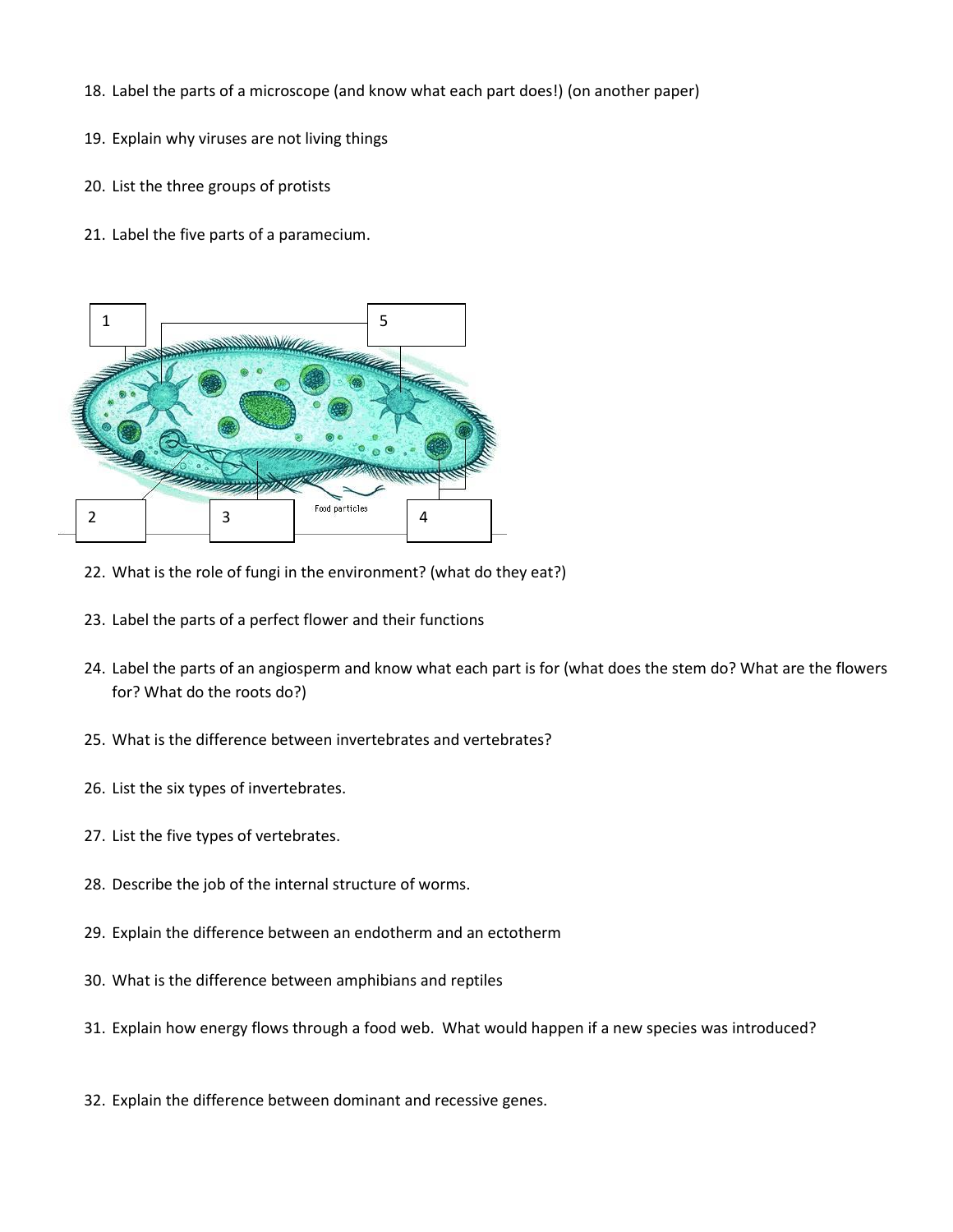18. Label the parts of a microscope (and know what each part does!) (on another paper)

19. Explain why viruses are not living things

20. List the three groups of protists

21. Label the five parts of a paramecium.

1 | 5
2 | 3 | Food particles | 4

22. What is the role of fungi in the environment? (what do they eat?)

23. Label the parts of a perfect flower and their functions

24. Label the parts of an angiosperm and know what each part is for (what does the stem do? What are the flowers for? What do the roots do?)

25. What is the difference between invertebrates and vertebrates?

26. List the six types of invertebrates.

27. List the five types of vertebrates.

28. Describe the job of the internal structure of worms.

29. Explain the difference between an endotherm and an ectotherm

30. What is the difference between amphibians and reptiles

31. Explain how energy flows through a food web. What would happen if a new species was introduced?

32. Explain the difference between dominant and recessive genes.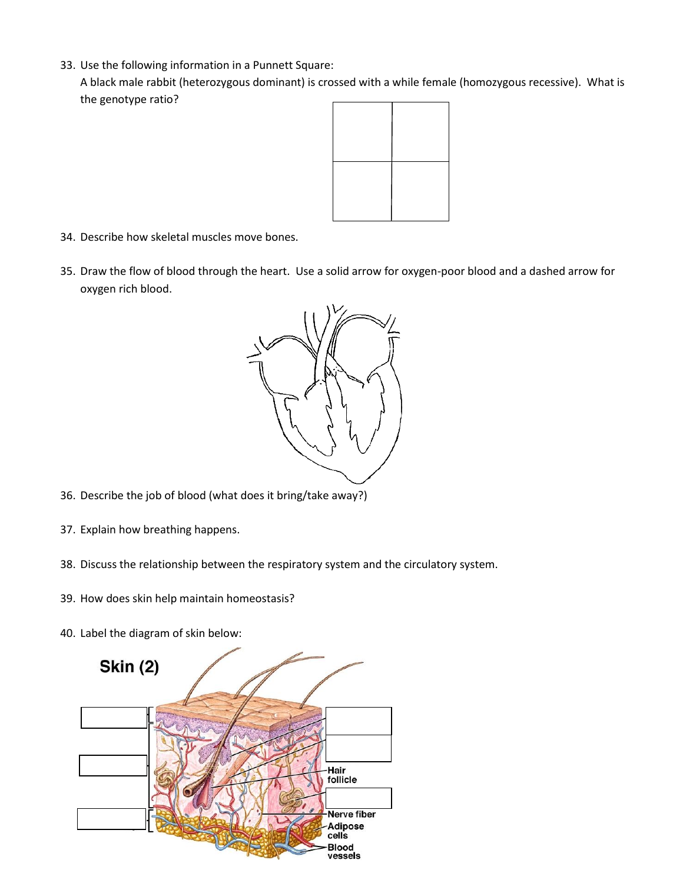33. Use the following information in a Punnett Square:
    A black male rabbit (heterozygous dominant) is crossed with a while female (homozygous recessive). What is the genotype ratio?

| | |
|---|---|
| | |
| | |

34. Describe how skeletal muscles move bones.

35. Draw the flow of blood through the heart. Use a solid arrow for oxygen-poor blood and a dashed arrow for oxygen rich blood.

36. Describe the job of blood (what does it bring/take away?)

37. Explain how breathing happens.

38. Discuss the relationship between the respiratory system and the circulatory system.

39. How does skin help maintain homeostasis?

40. Label the diagram of skin below:

**Skin (2)**

Hair follicle

Nerve fiber

Adipose cells

Blood vessels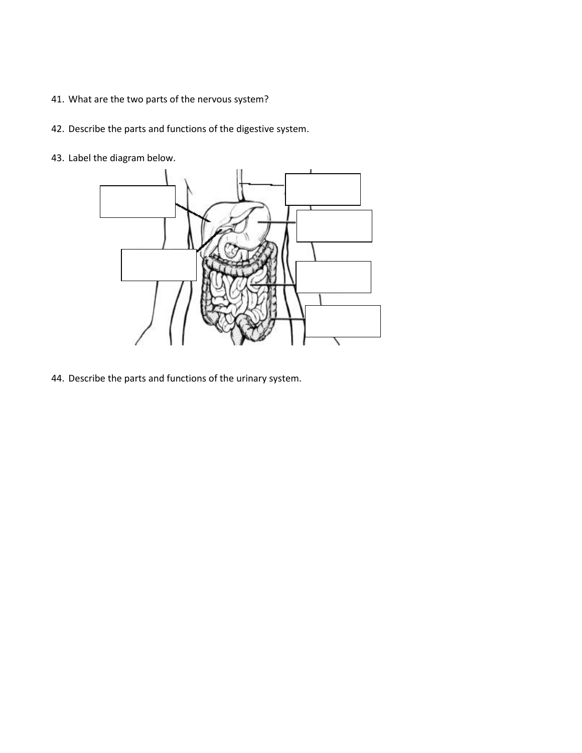41. What are the two parts of the nervous system?

42. Describe the parts and functions of the digestive system.

43. Label the diagram below.

44. Describe the parts and functions of the urinary system.